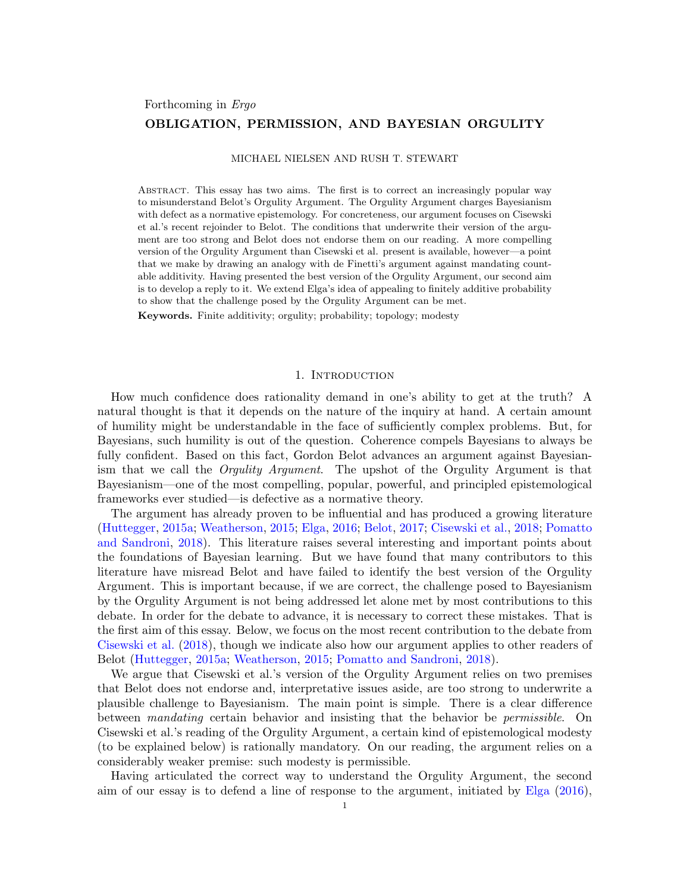Forthcoming in *Ergo*

# OBLIGATION, PERMISSION, AND BAYESIAN ORGULITY

MICHAEL NIELSEN AND RUSH T. STEWART

Abstract. This essay has two aims. The first is to correct an increasingly popular way to misunderstand Belot's Orgulity Argument. The Orgulity Argument charges Bayesianism with defect as a normative epistemology. For concreteness, our argument focuses on Cisewski et al.'s recent rejoinder to Belot. The conditions that underwrite their version of the argument are too strong and Belot does not endorse them on our reading. A more compelling version of the Orgulity Argument than Cisewski et al. present is available, however—a point that we make by drawing an analogy with de Finetti's argument against mandating countable additivity. Having presented the best version of the Orgulity Argument, our second aim is to develop a reply to it. We extend Elga's idea of appealing to finitely additive probability to show that the challenge posed by the Orgulity Argument can be met.

**Keywords.** Finite additivity; orgulity; probability; topology; modesty

## 1. Introduction

How much confidence does rationality demand in one's ability to get at the truth? A natural thought is that it depends on the nature of the inquiry at hand. A certain amount of humility might be understandable in the face of sufficiently complex problems. But, for Bayesians, such humility is out of the question. Coherence compels Bayesians to always be fully confident. Based on this fact, Gordon Belot advances an argument against Bayesianism that we call the *Orgulity Argument*. The upshot of the Orgulity Argument is that Bayesianism—one of the most compelling, popular, powerful, and principled epistemological frameworks ever studied—is defective as a normative theory.

The argument has already proven to be influential and has produced a growing literature (Huttegger, 2015a; Weatherson, 2015; Elga, 2016; Belot, 2017; Cisewski et al., 2018; Pomatto and Sandroni, 2018). This literature raises several interesting and important points about the foundations of Bayesian learning. But we have found that many contributors to this literature have misread Belot and have failed to identify the best version of the Orgulity Argument. This is important because, if we are correct, the challenge posed to Bayesianism by the Orgulity Argument is not being addressed let alone met by most contributions to this debate. In order for the debate to advance, it is necessary to correct these mistakes. That is the first aim of this essay. Below, we focus on the most recent contribution to the debate from Cisewski et al. (2018), though we indicate also how our argument applies to other readers of Belot (Huttegger, 2015a; Weatherson, 2015; Pomatto and Sandroni, 2018).

We argue that Cisewski et al.'s version of the Orgulity Argument relies on two premises that Belot does not endorse and, interpretative issues aside, are too strong to underwrite a plausible challenge to Bayesianism. The main point is simple. There is a clear difference between *mandating* certain behavior and insisting that the behavior be *permissible*. On Cisewski et al.'s reading of the Orgulity Argument, a certain kind of epistemological modesty (to be explained below) is rationally mandatory. On our reading, the argument relies on a considerably weaker premise: such modesty is permissible.

Having articulated the correct way to understand the Orgulity Argument, the second aim of our essay is to defend a line of response to the argument, initiated by Elga (2016),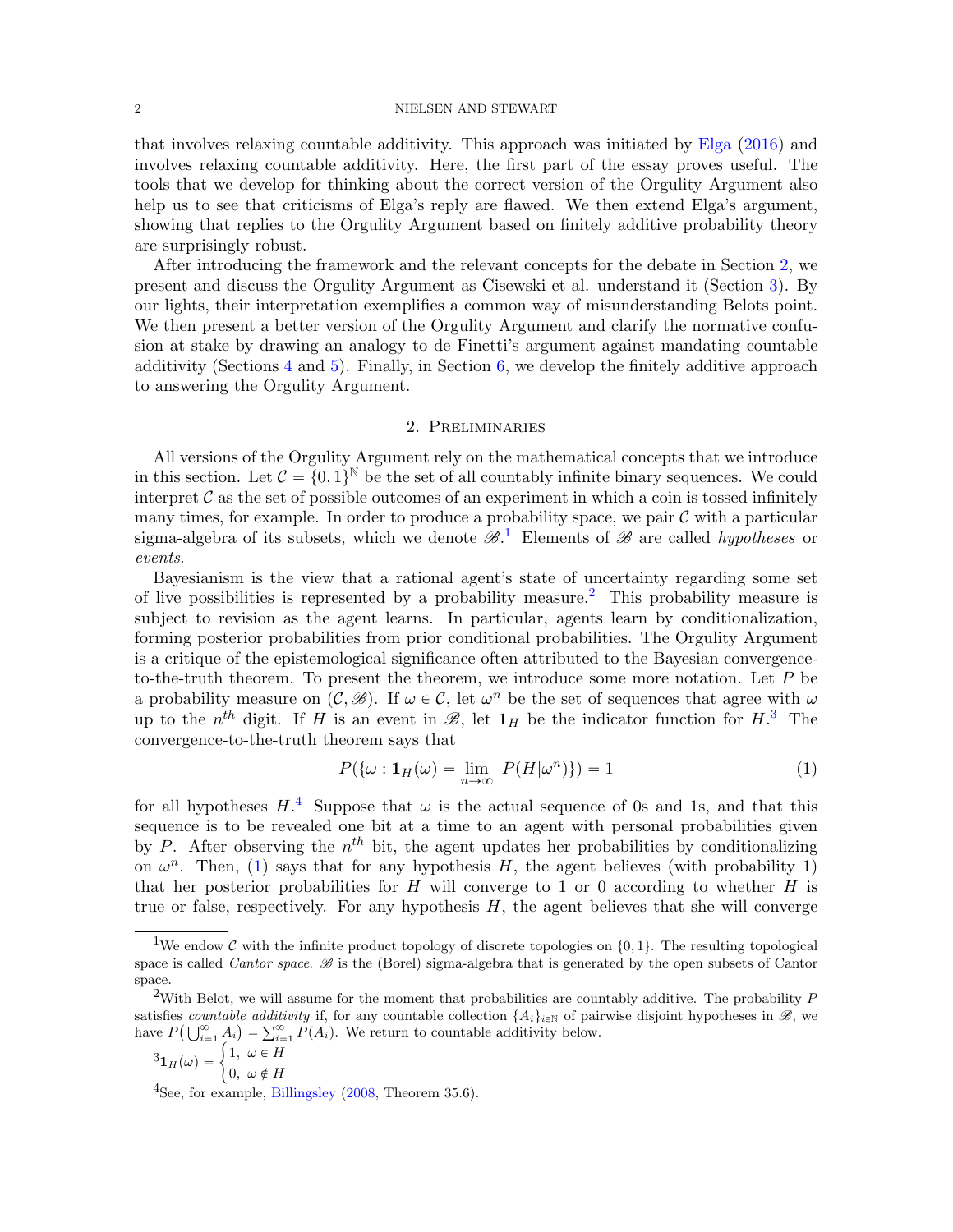that involves relaxing countable additivity. This approach was initiated by Elga (2016) and involves relaxing countable additivity. Here, the first part of the essay proves useful. The tools that we develop for thinking about the correct version of the Orgulity Argument also help us to see that criticisms of Elga's reply are flawed. We then extend Elga's argument, showing that replies to the Orgulity Argument based on finitely additive probability theory are surprisingly robust.

After introducing the framework and the relevant concepts for the debate in Section 2, we present and discuss the Orgulity Argument as Cisewski et al. understand it (Section 3). By our lights, their interpretation exemplifies a common way of misunderstanding Belots point. We then present a better version of the Orgulity Argument and clarify the normative confusion at stake by drawing an analogy to de Finetti's argument against mandating countable additivity (Sections 4 and 5). Finally, in Section 6, we develop the finitely additive approach to answering the Orgulity Argument.

## 2. Preliminaries

All versions of the Orgulity Argument rely on the mathematical concepts that we introduce in this section. Let $\mathcal{C} = \{0,1\}^{\mathbb{N}}$ be the set of all countably infinite binary sequences. We could interpret $\mathcal{C}$ as the set of possible outcomes of an experiment in which a coin is tossed infinitely many times, for example. In order to produce a probability space, we pair $\mathcal{C}$ with a particular sigma-algebra of its subsets, which we denote $\mathscr{B}$.[1] Elements of $\mathscr{B}$ are called *hypotheses* or *events*.

Bayesianism is the view that a rational agent's state of uncertainty regarding some set of live possibilities is represented by a probability measure.[2] This probability measure is subject to revision as the agent learns. In particular, agents learn by conditionalization, forming posterior probabilities from prior conditional probabilities. The Orgulity Argument is a critique of the epistemological significance often attributed to the Bayesian convergence-to-the-truth theorem. To present the theorem, we introduce some more notation. Let $P$ be a probability measure on $(\mathcal{C}, \mathscr{B})$. If $\omega \in \mathcal{C}$, let $\omega^n$ be the set of sequences that agree with $\omega$ up to the $n^{th}$ digit. If $H$ is an event in $\mathscr{B}$, let $\mathbf{1}_H$ be the indicator function for $H$.[3] The convergence-to-the-truth theorem says that

$$P(\{\omega : \mathbf{1}_H(\omega) = \lim_{n\to\infty} P(H|\omega^n)\}) = 1 \tag{1}$$

for all hypotheses $H$.[4] Suppose that $\omega$ is the actual sequence of 0s and 1s, and that this sequence is to be revealed one bit at a time to an agent with personal probabilities given by $P$. After observing the $n^{th}$ bit, the agent updates her probabilities by conditionalizing on $\omega^n$. Then, (1) says that for any hypothesis $H$, the agent believes (with probability 1) that her posterior probabilities for $H$ will converge to 1 or 0 according to whether $H$ is true or false, respectively. For any hypothesis $H$, the agent believes that she will converge

[1] We endow $\mathcal{C}$ with the infinite product topology of discrete topologies on $\{0,1\}$. The resulting topological space is called *Cantor space*. $\mathscr{B}$ is the (Borel) sigma-algebra that is generated by the open subsets of Cantor space.

[2] With Belot, we will assume for the moment that probabilities are countably additive. The probability $P$ satisfies *countable additivity* if, for any countable collection $\{A_i\}_{i\in\mathbb{N}}$ of pairwise disjoint hypotheses in $\mathscr{B}$, we have $P\big(\bigcup_{i=1}^{\infty} A_i\big) = \sum_{i=1}^{\infty} P(A_i)$. We return to countable additivity below.

[3] $\mathbf{1}_H(\omega) = \begin{cases} 1, & \omega \in H \\ 0, & \omega \notin H \end{cases}$

[4] See, for example, Billingsley (2008, Theorem 35.6).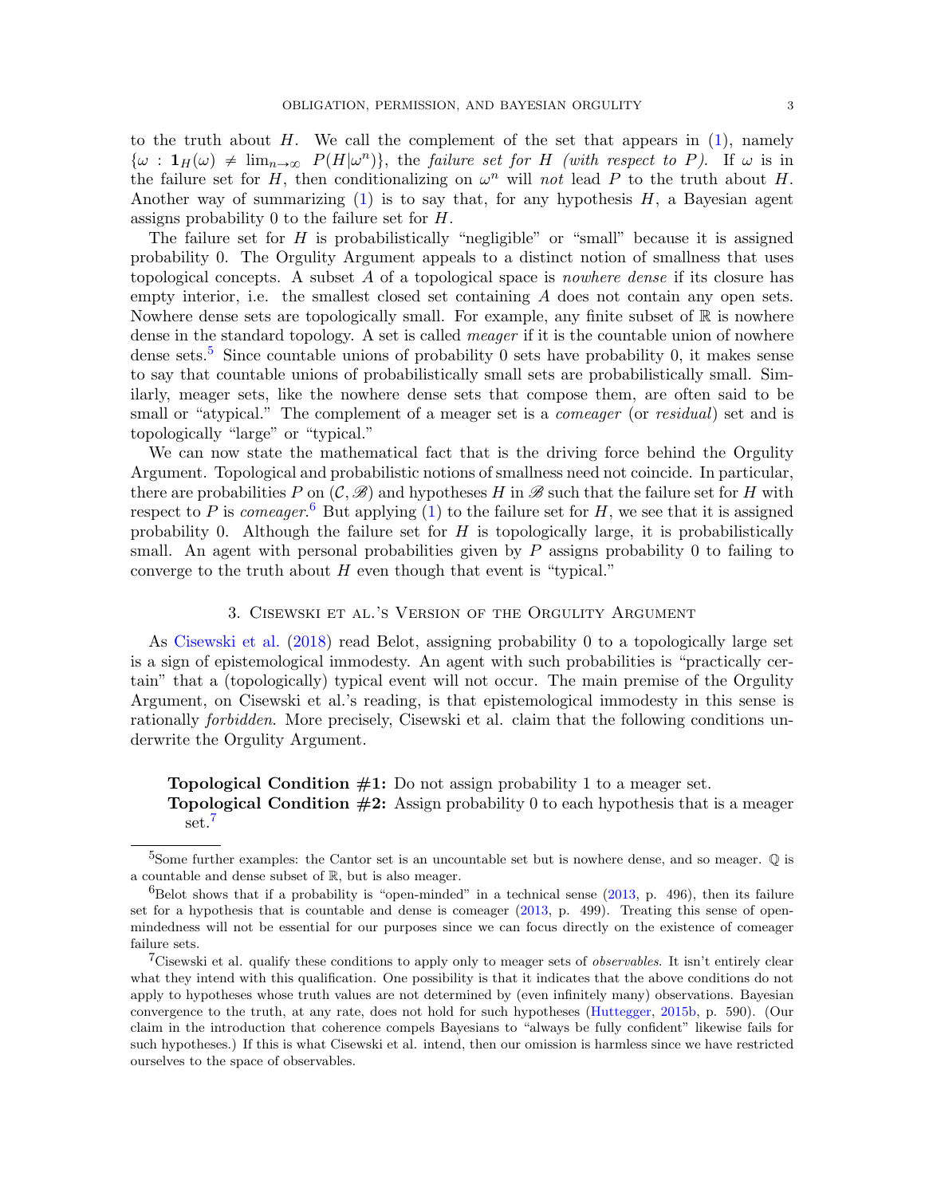to the truth about $H$. We call the complement of the set that appears in (1), namely $\{\omega : \mathbf{1}_H(\omega) \neq \lim_{n\to\infty} P(H|\omega^n)\}$, the *failure set for $H$ (with respect to $P$)*. If $\omega$ is in the failure set for $H$, then conditionalizing on $\omega^n$ will *not* lead $P$ to the truth about $H$. Another way of summarizing (1) is to say that, for any hypothesis $H$, a Bayesian agent assigns probability 0 to the failure set for $H$.

The failure set for $H$ is probabilistically "negligible" or "small" because it is assigned probability 0. The Orgulity Argument appeals to a distinct notion of smallness that uses topological concepts. A subset $A$ of a topological space is *nowhere dense* if its closure has empty interior, i.e. the smallest closed set containing $A$ does not contain any open sets. Nowhere dense sets are topologically small. For example, any finite subset of $\mathbb{R}$ is nowhere dense in the standard topology. A set is called *meager* if it is the countable union of nowhere dense sets.[5] Since countable unions of probability 0 sets have probability 0, it makes sense to say that countable unions of probabilistically small sets are probabilistically small. Similarly, meager sets, like the nowhere dense sets that compose them, are often said to be small or "atypical." The complement of a meager set is a *comeager* (or *residual*) set and is topologically "large" or "typical."

We can now state the mathematical fact that is the driving force behind the Orgulity Argument. Topological and probabilistic notions of smallness need not coincide. In particular, there are probabilities $P$ on $(\mathcal{C}, \mathscr{B})$ and hypotheses $H$ in $\mathscr{B}$ such that the failure set for $H$ with respect to $P$ is *comeager*.[6] But applying (1) to the failure set for $H$, we see that it is assigned probability 0. Although the failure set for $H$ is topologically large, it is probabilistically small. An agent with personal probabilities given by $P$ assigns probability 0 to failing to converge to the truth about $H$ even though that event is "typical."

## 3. Cisewski et al.'s Version of the Orgulity Argument

As Cisewski et al. (2018) read Belot, assigning probability 0 to a topologically large set is a sign of epistemological immodesty. An agent with such probabilities is "practically certain" that a (topologically) typical event will not occur. The main premise of the Orgulity Argument, on Cisewski et al.'s reading, is that epistemological immodesty in this sense is rationally *forbidden*. More precisely, Cisewski et al. claim that the following conditions underwrite the Orgulity Argument.

**Topological Condition #1:** Do not assign probability 1 to a meager set.
**Topological Condition #2:** Assign probability 0 to each hypothesis that is a meager set.[7]

---

[5] Some further examples: the Cantor set is an uncountable set but is nowhere dense, and so meager. $\mathbb{Q}$ is a countable and dense subset of $\mathbb{R}$, but is also meager.

[6] Belot shows that if a probability is "open-minded" in a technical sense (2013, p. 496), then its failure set for a hypothesis that is countable and dense is comeager (2013, p. 499). Treating this sense of open-mindedness will not be essential for our purposes since we can focus directly on the existence of comeager failure sets.

[7] Cisewski et al. qualify these conditions to apply only to meager sets of *observables*. It isn't entirely clear what they intend with this qualification. One possibility is that it indicates that the above conditions do not apply to hypotheses whose truth values are not determined by (even infinitely many) observations. Bayesian convergence to the truth, at any rate, does not hold for such hypotheses (Huttegger, 2015b, p. 590). (Our claim in the introduction that coherence compels Bayesians to "always be fully confident" likewise fails for such hypotheses.) If this is what Cisewski et al. intend, then our omission is harmless since we have restricted ourselves to the space of observables.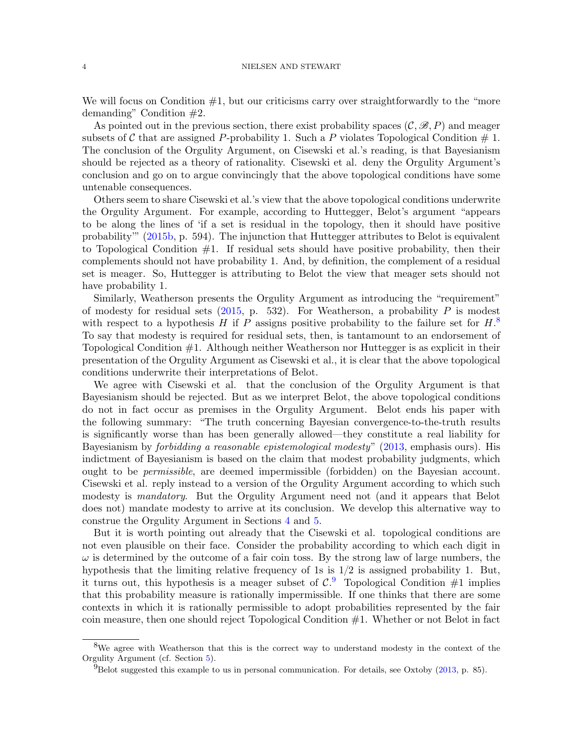We will focus on Condition #1, but our criticisms carry over straightforwardly to the "more demanding" Condition #2.

As pointed out in the previous section, there exist probability spaces $(\mathcal{C}, \mathscr{B}, P)$ and meager subsets of $\mathcal{C}$ that are assigned $P$-probability 1. Such a $P$ violates Topological Condition # 1. The conclusion of the Orgulity Argument, on Cisewski et al.'s reading, is that Bayesianism should be rejected as a theory of rationality. Cisewski et al. deny the Orgulity Argument's conclusion and go on to argue convincingly that the above topological conditions have some untenable consequences.

Others seem to share Cisewski et al.'s view that the above topological conditions underwrite the Orgulity Argument. For example, according to Huttegger, Belot's argument "appears to be along the lines of 'if a set is residual in the topology, then it should have positive probability'" (2015b, p. 594). The injunction that Huttegger attributes to Belot is equivalent to Topological Condition #1. If residual sets should have positive probability, then their complements should not have probability 1. And, by definition, the complement of a residual set is meager. So, Huttegger is attributing to Belot the view that meager sets should not have probability 1.

Similarly, Weatherson presents the Orgulity Argument as introducing the "requirement" of modesty for residual sets (2015, p. 532). For Weatherson, a probability $P$ is modest with respect to a hypothesis $H$ if $P$ assigns positive probability to the failure set for $H$.[8] To say that modesty is required for residual sets, then, is tantamount to an endorsement of Topological Condition #1. Although neither Weatherson nor Huttegger is as explicit in their presentation of the Orgulity Argument as Cisewski et al., it is clear that the above topological conditions underwrite their interpretations of Belot.

We agree with Cisewski et al. that the conclusion of the Orgulity Argument is that Bayesianism should be rejected. But as we interpret Belot, the above topological conditions do not in fact occur as premises in the Orgulity Argument. Belot ends his paper with the following summary: "The truth concerning Bayesian convergence-to-the-truth results is significantly worse than has been generally allowed—they constitute a real liability for Bayesianism by *forbidding a reasonable epistemological modesty*" (2013, emphasis ours). His indictment of Bayesianism is based on the claim that modest probability judgments, which ought to be *permissible*, are deemed impermissible (forbidden) on the Bayesian account. Cisewski et al. reply instead to a version of the Orgulity Argument according to which such modesty is *mandatory*. But the Orgulity Argument need not (and it appears that Belot does not) mandate modesty to arrive at its conclusion. We develop this alternative way to construe the Orgulity Argument in Sections 4 and 5.

But it is worth pointing out already that the Cisewski et al. topological conditions are not even plausible on their face. Consider the probability according to which each digit in $\omega$ is determined by the outcome of a fair coin toss. By the strong law of large numbers, the hypothesis that the limiting relative frequency of 1s is 1/2 is assigned probability 1. But, it turns out, this hypothesis is a meager subset of $\mathcal{C}$.[9] Topological Condition #1 implies that this probability measure is rationally impermissible. If one thinks that there are some contexts in which it is rationally permissible to adopt probabilities represented by the fair coin measure, then one should reject Topological Condition #1. Whether or not Belot in fact

[8] We agree with Weatherson that this is the correct way to understand modesty in the context of the Orgulity Argument (cf. Section 5).

[9] Belot suggested this example to us in personal communication. For details, see Oxtoby (2013, p. 85).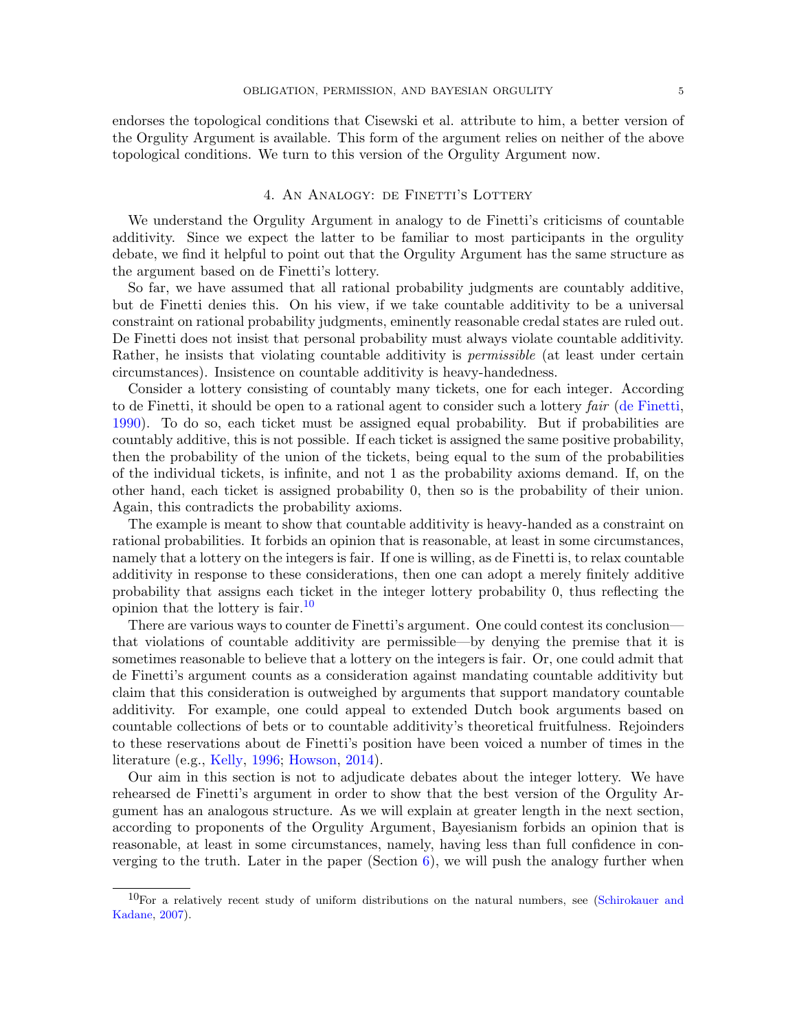endorses the topological conditions that Cisewski et al. attribute to him, a better version of the Orgulity Argument is available. This form of the argument relies on neither of the above topological conditions. We turn to this version of the Orgulity Argument now.

## 4. An Analogy: de Finetti's Lottery

We understand the Orgulity Argument in analogy to de Finetti's criticisms of countable additivity. Since we expect the latter to be familiar to most participants in the orgulity debate, we find it helpful to point out that the Orgulity Argument has the same structure as the argument based on de Finetti's lottery.

So far, we have assumed that all rational probability judgments are countably additive, but de Finetti denies this. On his view, if we take countable additivity to be a universal constraint on rational probability judgments, eminently reasonable credal states are ruled out. De Finetti does not insist that personal probability must always violate countable additivity. Rather, he insists that violating countable additivity is *permissible* (at least under certain circumstances). Insistence on countable additivity is heavy-handedness.

Consider a lottery consisting of countably many tickets, one for each integer. According to de Finetti, it should be open to a rational agent to consider such a lottery *fair* (de Finetti, 1990). To do so, each ticket must be assigned equal probability. But if probabilities are countably additive, this is not possible. If each ticket is assigned the same positive probability, then the probability of the union of the tickets, being equal to the sum of the probabilities of the individual tickets, is infinite, and not 1 as the probability axioms demand. If, on the other hand, each ticket is assigned probability 0, then so is the probability of their union. Again, this contradicts the probability axioms.

The example is meant to show that countable additivity is heavy-handed as a constraint on rational probabilities. It forbids an opinion that is reasonable, at least in some circumstances, namely that a lottery on the integers is fair. If one is willing, as de Finetti is, to relax countable additivity in response to these considerations, then one can adopt a merely finitely additive probability that assigns each ticket in the integer lottery probability 0, thus reflecting the opinion that the lottery is fair.[10]

There are various ways to counter de Finetti's argument. One could contest its conclusion—that violations of countable additivity are permissible—by denying the premise that it is sometimes reasonable to believe that a lottery on the integers is fair. Or, one could admit that de Finetti's argument counts as a consideration against mandating countable additivity but claim that this consideration is outweighed by arguments that support mandatory countable additivity. For example, one could appeal to extended Dutch book arguments based on countable collections of bets or to countable additivity's theoretical fruitfulness. Rejoinders to these reservations about de Finetti's position have been voiced a number of times in the literature (e.g., Kelly, 1996; Howson, 2014).

Our aim in this section is not to adjudicate debates about the integer lottery. We have rehearsed de Finetti's argument in order to show that the best version of the Orgulity Argument has an analogous structure. As we will explain at greater length in the next section, according to proponents of the Orgulity Argument, Bayesianism forbids an opinion that is reasonable, at least in some circumstances, namely, having less than full confidence in converging to the truth. Later in the paper (Section 6), we will push the analogy further when

[10] For a relatively recent study of uniform distributions on the natural numbers, see (Schirokauer and Kadane, 2007).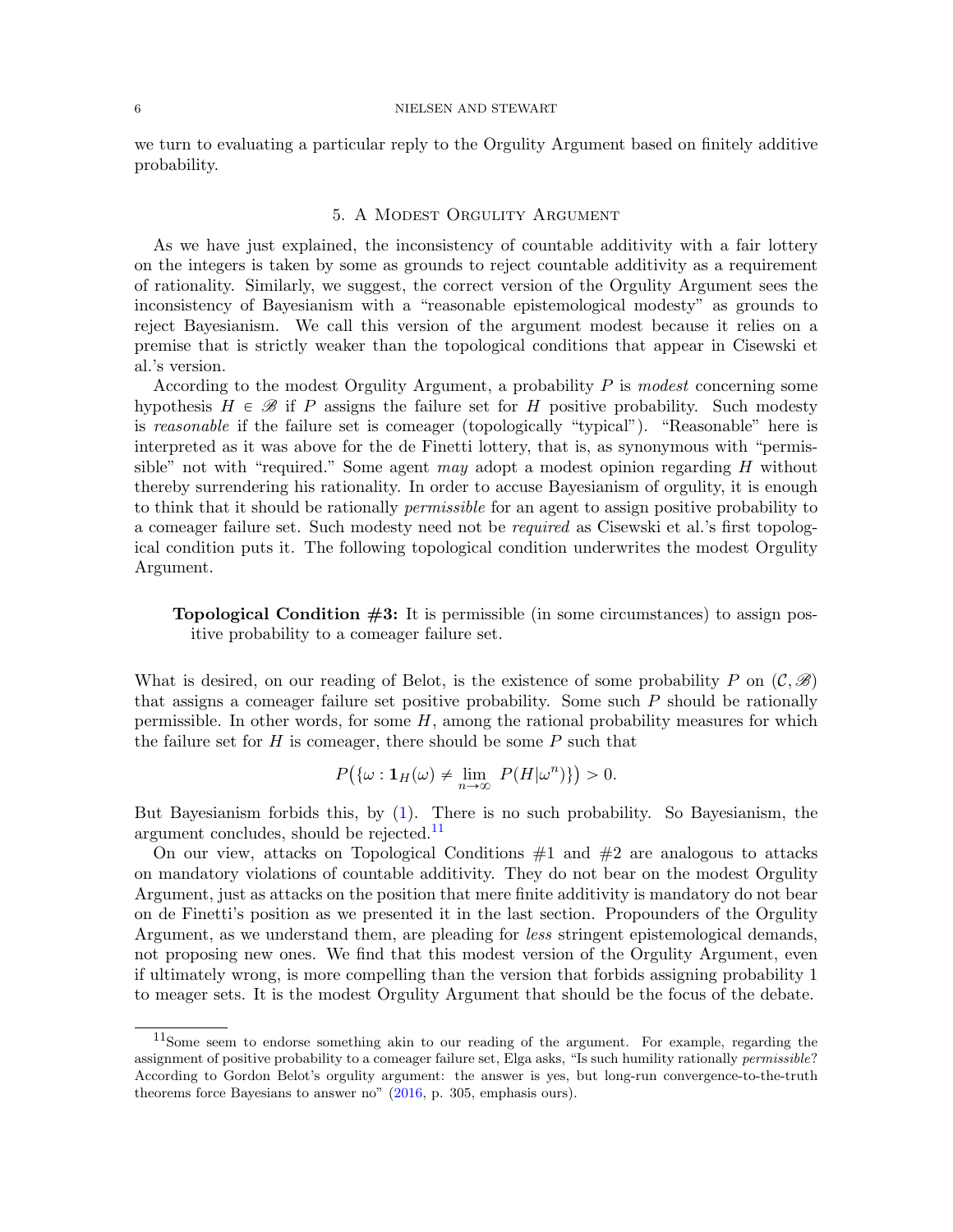we turn to evaluating a particular reply to the Orgulity Argument based on finitely additive probability.

## 5. A Modest Orgulity Argument

As we have just explained, the inconsistency of countable additivity with a fair lottery on the integers is taken by some as grounds to reject countable additivity as a requirement of rationality. Similarly, we suggest, the correct version of the Orgulity Argument sees the inconsistency of Bayesianism with a "reasonable epistemological modesty" as grounds to reject Bayesianism. We call this version of the argument modest because it relies on a premise that is strictly weaker than the topological conditions that appear in Cisewski et al.'s version.

According to the modest Orgulity Argument, a probability $P$ is *modest* concerning some hypothesis $H \in \mathscr{B}$ if $P$ assigns the failure set for $H$ positive probability. Such modesty is *reasonable* if the failure set is comeager (topologically "typical"). "Reasonable" here is interpreted as it was above for the de Finetti lottery, that is, as synonymous with "permissible" not with "required." Some agent *may* adopt a modest opinion regarding $H$ without thereby surrendering his rationality. In order to accuse Bayesianism of orgulity, it is enough to think that it should be rationally *permissible* for an agent to assign positive probability to a comeager failure set. Such modesty need not be *required* as Cisewski et al.'s first topological condition puts it. The following topological condition underwrites the modest Orgulity Argument.

> **Topological Condition #3:** It is permissible (in some circumstances) to assign positive probability to a comeager failure set.

What is desired, on our reading of Belot, is the existence of some probability $P$ on $(\mathcal{C}, \mathscr{B})$ that assigns a comeager failure set positive probability. Some such $P$ should be rationally permissible. In other words, for some $H$, among the rational probability measures for which the failure set for $H$ is comeager, there should be some $P$ such that

$$P\big(\{\omega : \mathbf{1}_H(\omega) \neq \lim_{n\to\infty} P(H|\omega^n)\}\big) > 0.$$

But Bayesianism forbids this, by (1). There is no such probability. So Bayesianism, the argument concludes, should be rejected.[11]

On our view, attacks on Topological Conditions #1 and #2 are analogous to attacks on mandatory violations of countable additivity. They do not bear on the modest Orgulity Argument, just as attacks on the position that mere finite additivity is mandatory do not bear on de Finetti's position as we presented it in the last section. Propounders of the Orgulity Argument, as we understand them, are pleading for *less* stringent epistemological demands, not proposing new ones. We find that this modest version of the Orgulity Argument, even if ultimately wrong, is more compelling than the version that forbids assigning probability 1 to meager sets. It is the modest Orgulity Argument that should be the focus of the debate.

[11] Some seem to endorse something akin to our reading of the argument. For example, regarding the assignment of positive probability to a comeager failure set, Elga asks, "Is such humility rationally *permissible*? According to Gordon Belot's orgulity argument: the answer is yes, but long-run convergence-to-the-truth theorems force Bayesians to answer no" (2016, p. 305, emphasis ours).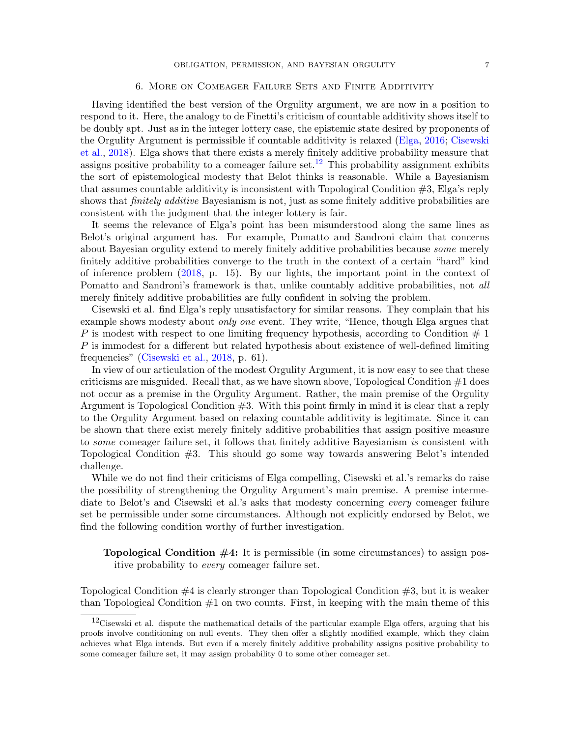## 6. More on Comeager Failure Sets and Finite Additivity

Having identified the best version of the Orgulity argument, we are now in a position to respond to it. Here, the analogy to de Finetti's criticism of countable additivity shows itself to be doubly apt. Just as in the integer lottery case, the epistemic state desired by proponents of the Orgulity Argument is permissible if countable additivity is relaxed (Elga, 2016; Cisewski et al., 2018). Elga shows that there exists a merely finitely additive probability measure that assigns positive probability to a comeager failure set.[12] This probability assignment exhibits the sort of epistemological modesty that Belot thinks is reasonable. While a Bayesianism that assumes countable additivity is inconsistent with Topological Condition #3, Elga's reply shows that *finitely additive* Bayesianism is not, just as some finitely additive probabilities are consistent with the judgment that the integer lottery is fair.

It seems the relevance of Elga's point has been misunderstood along the same lines as Belot's original argument has. For example, Pomatto and Sandroni claim that concerns about Bayesian orgulity extend to merely finitely additive probabilities because *some* merely finitely additive probabilities converge to the truth in the context of a certain "hard" kind of inference problem (2018, p. 15). By our lights, the important point in the context of Pomatto and Sandroni's framework is that, unlike countably additive probabilities, not *all* merely finitely additive probabilities are fully confident in solving the problem.

Cisewski et al. find Elga's reply unsatisfactory for similar reasons. They complain that his example shows modesty about *only one* event. They write, "Hence, though Elga argues that $P$ is modest with respect to one limiting frequency hypothesis, according to Condition # 1 $P$ is immodest for a different but related hypothesis about existence of well-defined limiting frequencies" (Cisewski et al., 2018, p. 61).

In view of our articulation of the modest Orgulity Argument, it is now easy to see that these criticisms are misguided. Recall that, as we have shown above, Topological Condition #1 does not occur as a premise in the Orgulity Argument. Rather, the main premise of the Orgulity Argument is Topological Condition #3. With this point firmly in mind it is clear that a reply to the Orgulity Argument based on relaxing countable additivity is legitimate. Since it can be shown that there exist merely finitely additive probabilities that assign positive measure to *some* comeager failure set, it follows that finitely additive Bayesianism *is* consistent with Topological Condition #3. This should go some way towards answering Belot's intended challenge.

While we do not find their criticisms of Elga compelling, Cisewski et al.'s remarks do raise the possibility of strengthening the Orgulity Argument's main premise. A premise intermediate to Belot's and Cisewski et al.'s asks that modesty concerning *every* comeager failure set be permissible under some circumstances. Although not explicitly endorsed by Belot, we find the following condition worthy of further investigation.

> **Topological Condition #4:** It is permissible (in some circumstances) to assign positive probability to *every* comeager failure set.

Topological Condition #4 is clearly stronger than Topological Condition #3, but it is weaker than Topological Condition #1 on two counts. First, in keeping with the main theme of this

[12] Cisewski et al. dispute the mathematical details of the particular example Elga offers, arguing that his proofs involve conditioning on null events. They then offer a slightly modified example, which they claim achieves what Elga intends. But even if a merely finitely additive probability assigns positive probability to some comeager failure set, it may assign probability 0 to some other comeager set.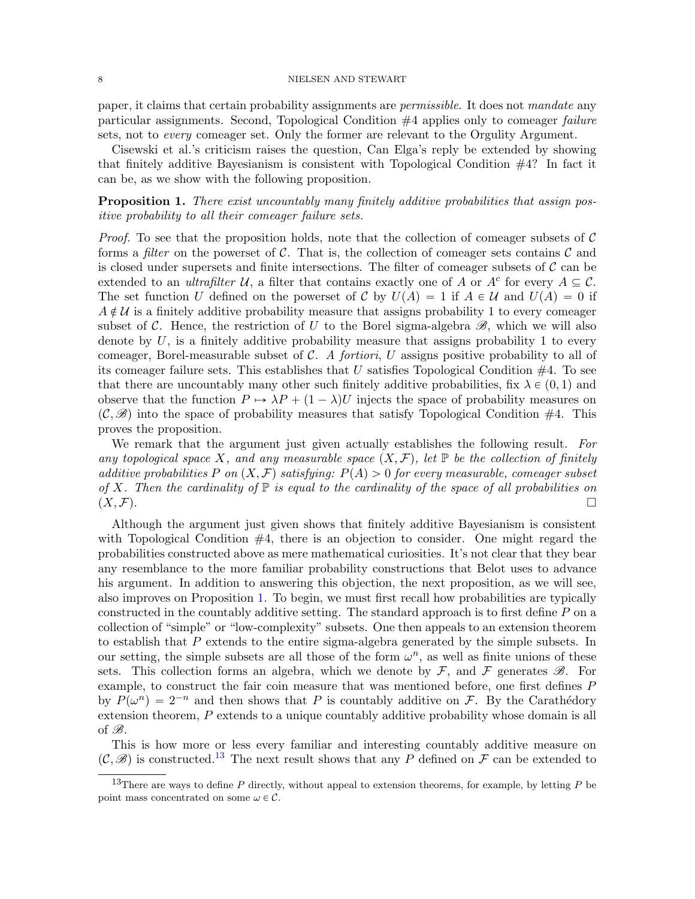paper, it claims that certain probability assignments are *permissible*. It does not *mandate* any particular assignments. Second, Topological Condition #4 applies only to comeager *failure* sets, not to *every* comeager set. Only the former are relevant to the Orgulity Argument.

Cisewski et al.'s criticism raises the question, Can Elga's reply be extended by showing that finitely additive Bayesianism is consistent with Topological Condition #4? In fact it can be, as we show with the following proposition.

**Proposition 1.** *There exist uncountably many finitely additive probabilities that assign positive probability to all their comeager failure sets.*

*Proof.* To see that the proposition holds, note that the collection of comeager subsets of $\mathcal{C}$ forms a *filter* on the powerset of $\mathcal{C}$. That is, the collection of comeager sets contains $\mathcal{C}$ and is closed under supersets and finite intersections. The filter of comeager subsets of $\mathcal{C}$ can be extended to an *ultrafilter* $\mathcal{U}$, a filter that contains exactly one of $A$ or $A^c$ for every $A \subseteq \mathcal{C}$. The set function $U$ defined on the powerset of $\mathcal{C}$ by $U(A) = 1$ if $A \in \mathcal{U}$ and $U(A) = 0$ if $A \notin \mathcal{U}$ is a finitely additive probability measure that assigns probability 1 to every comeager subset of $\mathcal{C}$. Hence, the restriction of $U$ to the Borel sigma-algebra $\mathscr{B}$, which we will also denote by $U$, is a finitely additive probability measure that assigns probability 1 to every comeager, Borel-measurable subset of $\mathcal{C}$. *A fortiori*, $U$ assigns positive probability to all of its comeager failure sets. This establishes that $U$ satisfies Topological Condition #4. To see that there are uncountably many other such finitely additive probabilities, fix $\lambda \in (0, 1)$ and observe that the function $P \mapsto \lambda P + (1 - \lambda)U$ injects the space of probability measures on $(\mathcal{C}, \mathscr{B})$ into the space of probability measures that satisfy Topological Condition #4. This proves the proposition.

We remark that the argument just given actually establishes the following result. *For any topological space $X$, and any measurable space $(X, \mathcal{F})$, let $\mathbb{P}$ be the collection of finitely additive probabilities $P$ on $(X, \mathcal{F})$ satisfying: $P(A) > 0$ for every measurable, comeager subset of $X$. Then the cardinality of $\mathbb{P}$ is equal to the cardinality of the space of all probabilities on $(X, \mathcal{F})$.* $\square$

Although the argument just given shows that finitely additive Bayesianism is consistent with Topological Condition #4, there is an objection to consider. One might regard the probabilities constructed above as mere mathematical curiosities. It's not clear that they bear any resemblance to the more familiar probability constructions that Belot uses to advance his argument. In addition to answering this objection, the next proposition, as we will see, also improves on Proposition 1. To begin, we must first recall how probabilities are typically constructed in the countably additive setting. The standard approach is to first define $P$ on a collection of "simple" or "low-complexity" subsets. One then appeals to an extension theorem to establish that $P$ extends to the entire sigma-algebra generated by the simple subsets. In our setting, the simple subsets are all those of the form $\omega^n$, as well as finite unions of these sets. This collection forms an algebra, which we denote by $\mathcal{F}$, and $\mathcal{F}$ generates $\mathscr{B}$. For example, to construct the fair coin measure that was mentioned before, one first defines $P$ by $P(\omega^n) = 2^{-n}$ and then shows that $P$ is countably additive on $\mathcal{F}$. By the Carathéodory extension theorem, $P$ extends to a unique countably additive probability whose domain is all of $\mathscr{B}$.

This is how more or less every familiar and interesting countably additive measure on $(\mathcal{C}, \mathscr{B})$ is constructed.[13] The next result shows that any $P$ defined on $\mathcal{F}$ can be extended to

[13] There are ways to define $P$ directly, without appeal to extension theorems, for example, by letting $P$ be point mass concentrated on some $\omega \in \mathcal{C}$.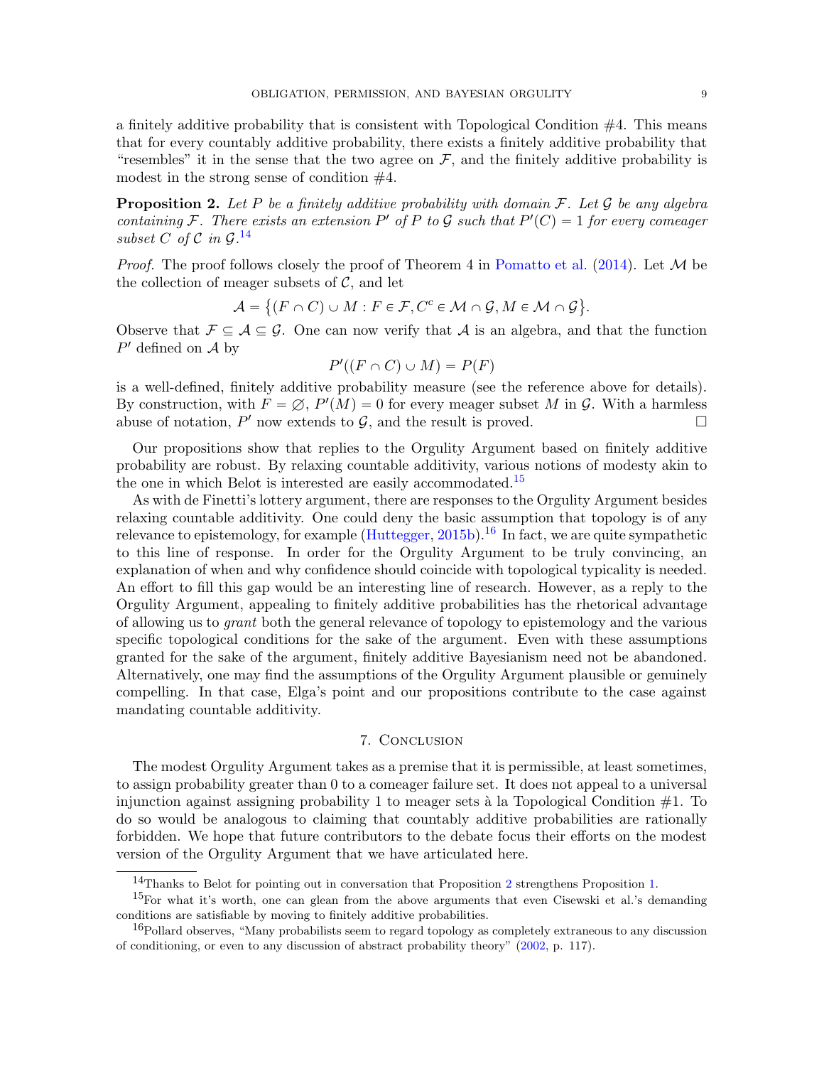a finitely additive probability that is consistent with Topological Condition #4. This means that for every countably additive probability, there exists a finitely additive probability that "resembles" it in the sense that the two agree on $\mathcal{F}$, and the finitely additive probability is modest in the strong sense of condition #4.

**Proposition 2.** *Let $P$ be a finitely additive probability with domain $\mathcal{F}$. Let $\mathcal{G}$ be any algebra containing $\mathcal{F}$. There exists an extension $P'$ of $P$ to $\mathcal{G}$ such that $P'(C) = 1$ for every comeager subset $C$ of $\mathcal{C}$ in $\mathcal{G}$.*[14]

*Proof.* The proof follows closely the proof of Theorem 4 in Pomatto et al. (2014). Let $\mathcal{M}$ be the collection of meager subsets of $\mathcal{C}$, and let

$$\mathcal{A} = \{(F \cap C) \cup M : F \in \mathcal{F}, C^c \in \mathcal{M} \cap \mathcal{G}, M \in \mathcal{M} \cap \mathcal{G}\}.$$

Observe that $\mathcal{F} \subseteq \mathcal{A} \subseteq \mathcal{G}$. One can now verify that $\mathcal{A}$ is an algebra, and that the function $P'$ defined on $\mathcal{A}$ by

$$P'((F \cap C) \cup M) = P(F)$$

is a well-defined, finitely additive probability measure (see the reference above for details). By construction, with $F = \varnothing$, $P'(M) = 0$ for every meager subset $M$ in $\mathcal{G}$. With a harmless abuse of notation, $P'$ now extends to $\mathcal{G}$, and the result is proved. □

Our propositions show that replies to the Orgulity Argument based on finitely additive probability are robust. By relaxing countable additivity, various notions of modesty akin to the one in which Belot is interested are easily accommodated.[15]

As with de Finetti's lottery argument, there are responses to the Orgulity Argument besides relaxing countable additivity. One could deny the basic assumption that topology is of any relevance to epistemology, for example (Huttegger, 2015b).[16] In fact, we are quite sympathetic to this line of response. In order for the Orgulity Argument to be truly convincing, an explanation of when and why confidence should coincide with topological typicality is needed. An effort to fill this gap would be an interesting line of research. However, as a reply to the Orgulity Argument, appealing to finitely additive probabilities has the rhetorical advantage of allowing us to *grant* both the general relevance of topology to epistemology and the various specific topological conditions for the sake of the argument. Even with these assumptions granted for the sake of the argument, finitely additive Bayesianism need not be abandoned. Alternatively, one may find the assumptions of the Orgulity Argument plausible or genuinely compelling. In that case, Elga's point and our propositions contribute to the case against mandating countable additivity.

## 7. Conclusion

The modest Orgulity Argument takes as a premise that it is permissible, at least sometimes, to assign probability greater than 0 to a comeager failure set. It does not appeal to a universal injunction against assigning probability 1 to meager sets à la Topological Condition #1. To do so would be analogous to claiming that countably additive probabilities are rationally forbidden. We hope that future contributors to the debate focus their efforts on the modest version of the Orgulity Argument that we have articulated here.

---

[14] Thanks to Belot for pointing out in conversation that Proposition 2 strengthens Proposition 1.

[15] For what it's worth, one can glean from the above arguments that even Cisewski et al.'s demanding conditions are satisfiable by moving to finitely additive probabilities.

[16] Pollard observes, "Many probabilists seem to regard topology as completely extraneous to any discussion of conditioning, or even to any discussion of abstract probability theory" (2002, p. 117).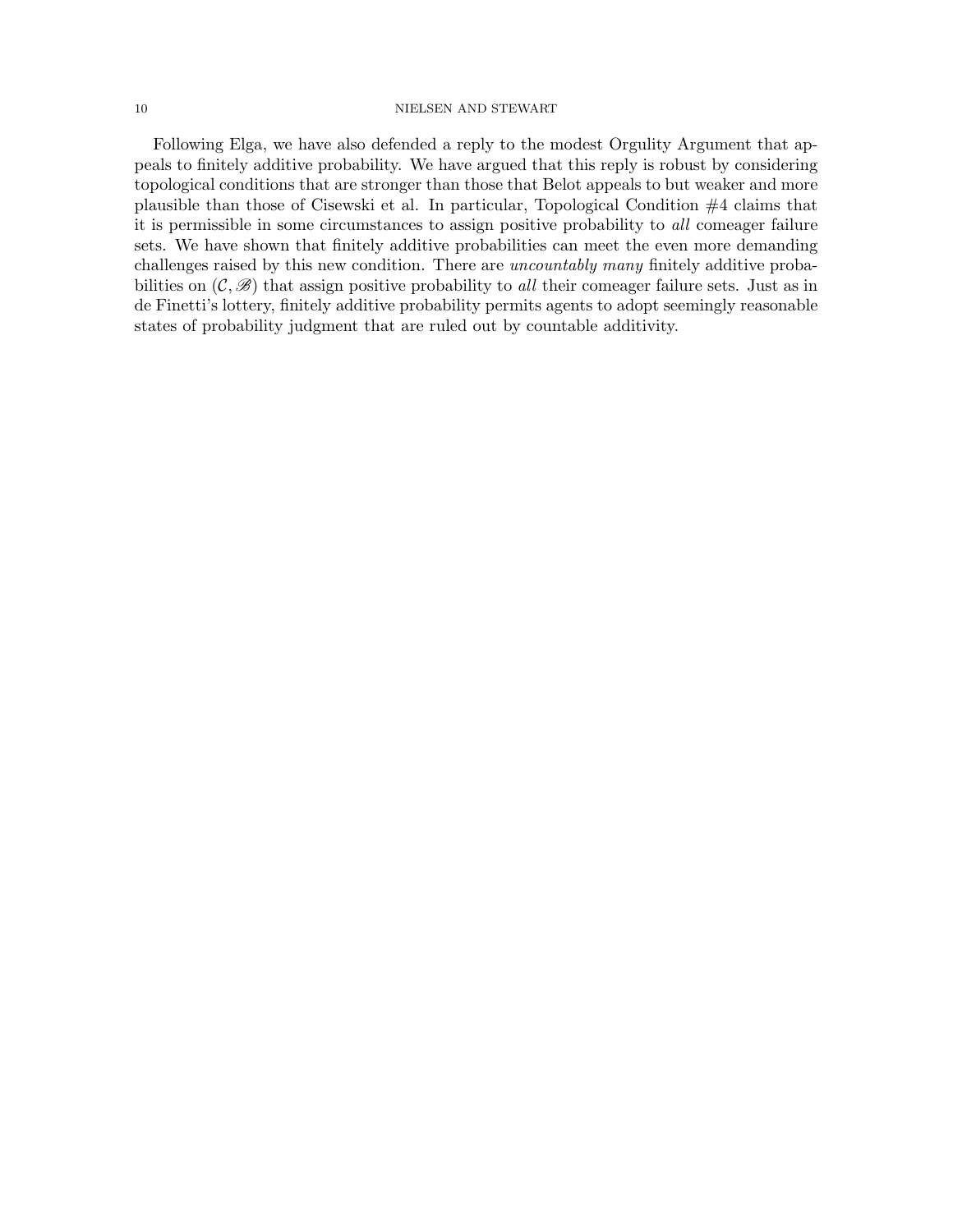Following Elga, we have also defended a reply to the modest Orgulity Argument that appeals to finitely additive probability. We have argued that this reply is robust by considering topological conditions that are stronger than those that Belot appeals to but weaker and more plausible than those of Cisewski et al. In particular, Topological Condition #4 claims that it is permissible in some circumstances to assign positive probability to *all* comeager failure sets. We have shown that finitely additive probabilities can meet the even more demanding challenges raised by this new condition. There are *uncountably many* finitely additive probabilities on $(\mathcal{C}, \mathscr{B})$ that assign positive probability to *all* their comeager failure sets. Just as in de Finetti's lottery, finitely additive probability permits agents to adopt seemingly reasonable states of probability judgment that are ruled out by countable additivity.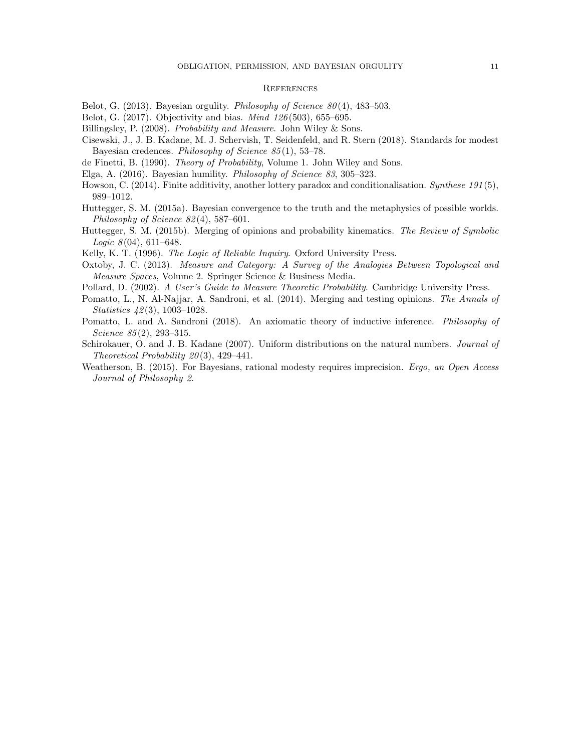## References

Belot, G. (2013). Bayesian orgulity. *Philosophy of Science 80*(4), 483–503.

Belot, G. (2017). Objectivity and bias. *Mind 126*(503), 655–695.

Billingsley, P. (2008). *Probability and Measure*. John Wiley & Sons.

Cisewski, J., J. B. Kadane, M. J. Schervish, T. Seidenfeld, and R. Stern (2018). Standards for modest Bayesian credences. *Philosophy of Science 85*(1), 53–78.

de Finetti, B. (1990). *Theory of Probability*, Volume 1. John Wiley and Sons.

Elga, A. (2016). Bayesian humility. *Philosophy of Science 83*, 305–323.

Howson, C. (2014). Finite additivity, another lottery paradox and conditionalisation. *Synthese 191*(5), 989–1012.

Huttegger, S. M. (2015a). Bayesian convergence to the truth and the metaphysics of possible worlds. *Philosophy of Science 82*(4), 587–601.

Huttegger, S. M. (2015b). Merging of opinions and probability kinematics. *The Review of Symbolic Logic 8*(04), 611–648.

Kelly, K. T. (1996). *The Logic of Reliable Inquiry*. Oxford University Press.

Oxtoby, J. C. (2013). *Measure and Category: A Survey of the Analogies Between Topological and Measure Spaces*, Volume 2. Springer Science & Business Media.

Pollard, D. (2002). *A User's Guide to Measure Theoretic Probability*. Cambridge University Press.

Pomatto, L., N. Al-Najjar, A. Sandroni, et al. (2014). Merging and testing opinions. *The Annals of Statistics 42*(3), 1003–1028.

Pomatto, L. and A. Sandroni (2018). An axiomatic theory of inductive inference. *Philosophy of Science 85*(2), 293–315.

Schirokauer, O. and J. B. Kadane (2007). Uniform distributions on the natural numbers. *Journal of Theoretical Probability 20*(3), 429–441.

Weatherson, B. (2015). For Bayesians, rational modesty requires imprecision. *Ergo, an Open Access Journal of Philosophy 2*.